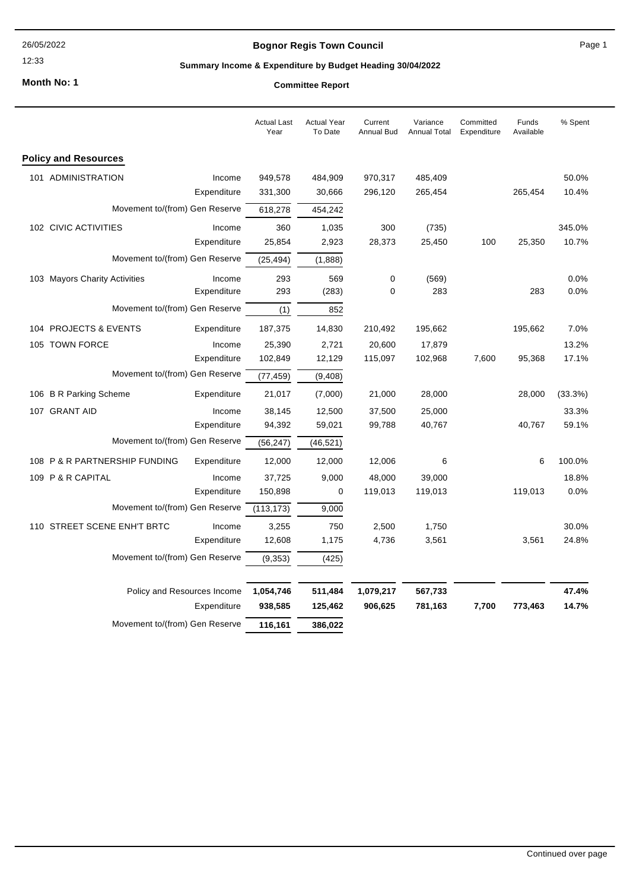**Bognor Regis Town Council**

**Summary Income & Expenditure by Budget Heading 30/04/2022**

26/05/2022

12:33

**Month No: 1**

**Committee Report**

| | | Actual Last Year | Actual Year To Date | Current Annual Bud | Variance Annual Total | Committed Expenditure | Funds Available | % Spent |
|---|---|---|---|---|---|---|---|---|
| **Policy and Resources** | | | | | | | | |
| 101 ADMINISTRATION | Income | 949,578 | 484,909 | 970,317 | 485,409 | | | 50.0% |
| | Expenditure | 331,300 | 30,666 | 296,120 | 265,454 | | 265,454 | 10.4% |
| Movement to/(from) Gen Reserve | | 618,278 | 454,242 | | | | | |
| 102 CIVIC ACTIVITIES | Income | 360 | 1,035 | 300 | (735) | | | 345.0% |
| | Expenditure | 25,854 | 2,923 | 28,373 | 25,450 | 100 | 25,350 | 10.7% |
| Movement to/(from) Gen Reserve | | (25,494) | (1,888) | | | | | |
| 103 Mayors Charity Activities | Income | 293 | 569 | 0 | (569) | | | 0.0% |
| | Expenditure | 293 | (283) | 0 | 283 | | 283 | 0.0% |
| Movement to/(from) Gen Reserve | | (1) | 852 | | | | | |
| 104 PROJECTS & EVENTS | Expenditure | 187,375 | 14,830 | 210,492 | 195,662 | | 195,662 | 7.0% |
| 105 TOWN FORCE | Income | 25,390 | 2,721 | 20,600 | 17,879 | | | 13.2% |
| | Expenditure | 102,849 | 12,129 | 115,097 | 102,968 | 7,600 | 95,368 | 17.1% |
| Movement to/(from) Gen Reserve | | (77,459) | (9,408) | | | | | |
| 106 B R Parking Scheme | Expenditure | 21,017 | (7,000) | 21,000 | 28,000 | | 28,000 | (33.3%) |
| 107 GRANT AID | Income | 38,145 | 12,500 | 37,500 | 25,000 | | | 33.3% |
| | Expenditure | 94,392 | 59,021 | 99,788 | 40,767 | | 40,767 | 59.1% |
| Movement to/(from) Gen Reserve | | (56,247) | (46,521) | | | | | |
| 108 P & R PARTNERSHIP FUNDING | Expenditure | 12,000 | 12,000 | 12,006 | 6 | | 6 | 100.0% |
| 109 P & R CAPITAL | Income | 37,725 | 9,000 | 48,000 | 39,000 | | | 18.8% |
| | Expenditure | 150,898 | 0 | 119,013 | 119,013 | | 119,013 | 0.0% |
| Movement to/(from) Gen Reserve | | (113,173) | 9,000 | | | | | |
| 110 STREET SCENE ENH'T BRTC | Income | 3,255 | 750 | 2,500 | 1,750 | | | 30.0% |
| | Expenditure | 12,608 | 1,175 | 4,736 | 3,561 | | 3,561 | 24.8% |
| Movement to/(from) Gen Reserve | | (9,353) | (425) | | | | | |
| Policy and Resources Income | | **1,054,746** | **511,484** | **1,079,217** | **567,733** | | | **47.4%** |
| | Expenditure | **938,585** | **125,462** | **906,625** | **781,163** | **7,700** | **773,463** | **14.7%** |
| Movement to/(from) Gen Reserve | | **116,161** | **386,022** | | | | | |

Continued over page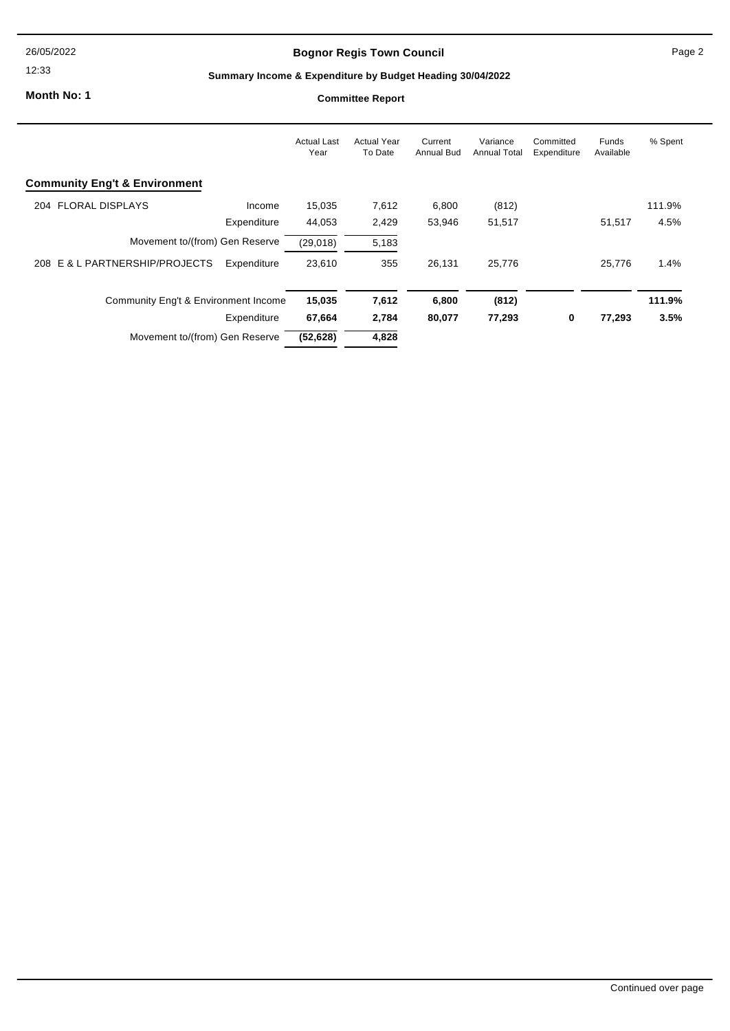**Bognor Regis Town Council**

**Summary Income & Expenditure by Budget Heading 30/04/2022**

**Month No: 1**

**Committee Report**

| | | Actual Last Year | Actual Year To Date | Current Annual Bud | Variance Annual Total | Committed Expenditure | Funds Available | % Spent |
|---|---|---|---|---|---|---|---|---|
| **Community Eng't & Environment** | | | | | | | | |
| 204 FLORAL DISPLAYS | Income | 15,035 | 7,612 | 6,800 | (812) | | | 111.9% |
| | Expenditure | 44,053 | 2,429 | 53,946 | 51,517 | | 51,517 | 4.5% |
| Movement to/(from) Gen Reserve | | (29,018) | 5,183 | | | | | |
| 208 E & L PARTNERSHIP/PROJECTS | Expenditure | 23,610 | 355 | 26,131 | 25,776 | | 25,776 | 1.4% |
| Community Eng't & Environment | Income | **15,035** | **7,612** | **6,800** | **(812)** | | | **111.9%** |
| | Expenditure | **67,664** | **2,784** | **80,077** | **77,293** | **0** | **77,293** | **3.5%** |
| Movement to/(from) Gen Reserve | | **(52,628)** | **4,828** | | | | | |

Continued over page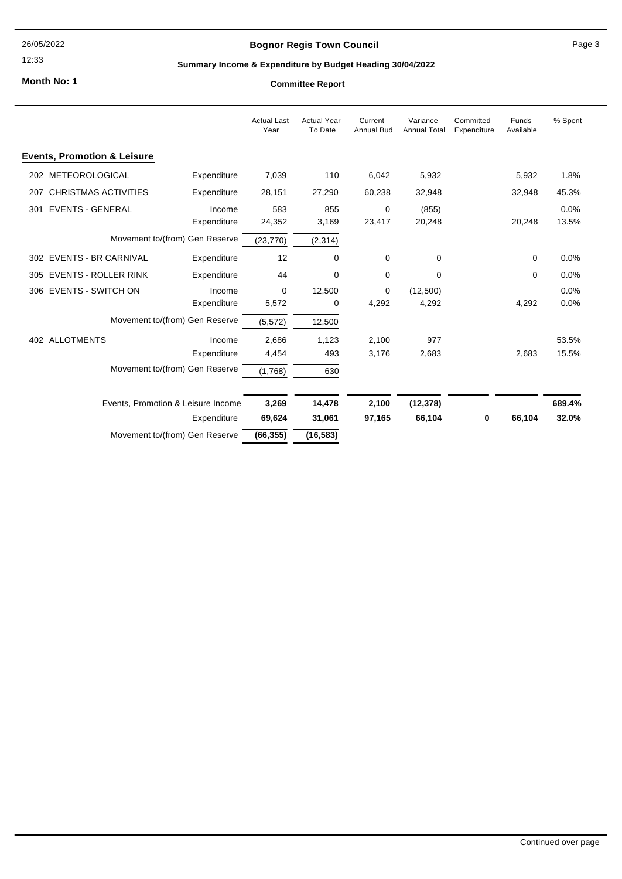**Bognor Regis Town Council**

**Summary Income & Expenditure by Budget Heading 30/04/2022**

**Month No: 1**

**Committee Report**

| | | Actual Last Year | Actual Year To Date | Current Annual Bud | Variance Annual Total | Committed Expenditure | Funds Available | % Spent |
|---|---|---|---|---|---|---|---|---|
| **Events, Promotion & Leisure** | | | | | | | | |
| 202 METEOROLOGICAL | Expenditure | 7,039 | 110 | 6,042 | 5,932 | | 5,932 | 1.8% |
| 207 CHRISTMAS ACTIVITIES | Expenditure | 28,151 | 27,290 | 60,238 | 32,948 | | 32,948 | 45.3% |
| 301 EVENTS - GENERAL | Income | 583 | 855 | 0 | (855) | | | 0.0% |
| | Expenditure | 24,352 | 3,169 | 23,417 | 20,248 | | 20,248 | 13.5% |
| | Movement to/(from) Gen Reserve | (23,770) | (2,314) | | | | | |
| 302 EVENTS - BR CARNIVAL | Expenditure | 12 | 0 | 0 | 0 | | 0 | 0.0% |
| 305 EVENTS - ROLLER RINK | Expenditure | 44 | 0 | 0 | 0 | | 0 | 0.0% |
| 306 EVENTS - SWITCH ON | Income | 0 | 12,500 | 0 | (12,500) | | | 0.0% |
| | Expenditure | 5,572 | 0 | 4,292 | 4,292 | | 4,292 | 0.0% |
| | Movement to/(from) Gen Reserve | (5,572) | 12,500 | | | | | |
| 402 ALLOTMENTS | Income | 2,686 | 1,123 | 2,100 | 977 | | | 53.5% |
| | Expenditure | 4,454 | 493 | 3,176 | 2,683 | | 2,683 | 15.5% |
| | Movement to/(from) Gen Reserve | (1,768) | 630 | | | | | |
| Events, Promotion & Leisure | Income | **3,269** | **14,478** | **2,100** | **(12,378)** | | | **689.4%** |
| | Expenditure | **69,624** | **31,061** | **97,165** | **66,104** | **0** | **66,104** | **32.0%** |
| | Movement to/(from) Gen Reserve | **(66,355)** | **(16,583)** | | | | | |

Continued over page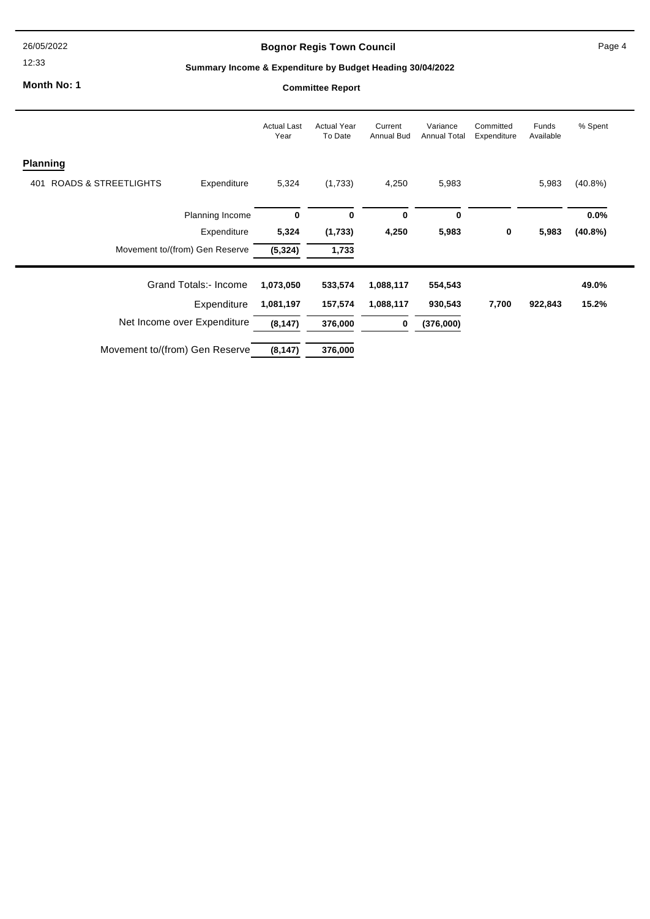# Bognor Regis Town Council

## Summary Income & Expenditure by Budget Heading 30/04/2022

**Month No: 1**

**Committee Report**

| | | Actual Last Year | Actual Year To Date | Current Annual Bud | Variance Annual Total | Committed Expenditure | Funds Available | % Spent |
|---|---|---|---|---|---|---|---|---|
| **Planning** | | | | | | | | |
| 401 ROADS & STREETLIGHTS | Expenditure | 5,324 | (1,733) | 4,250 | 5,983 | | 5,983 | (40.8%) |
| | Planning Income | **0** | **0** | **0** | **0** | | | **0.0%** |
| | Expenditure | **5,324** | **(1,733)** | **4,250** | **5,983** | **0** | **5,983** | **(40.8%)** |
| | Movement to/(from) Gen Reserve | **(5,324)** | **1,733** | | | | | |
| | Grand Totals:- Income | **1,073,050** | **533,574** | **1,088,117** | **554,543** | | | **49.0%** |
| | Expenditure | **1,081,197** | **157,574** | **1,088,117** | **930,543** | **7,700** | **922,843** | **15.2%** |
| | Net Income over Expenditure | **(8,147)** | **376,000** | **0** | **(376,000)** | | | |
| | Movement to/(from) Gen Reserve | **(8,147)** | **376,000** | | | | | |